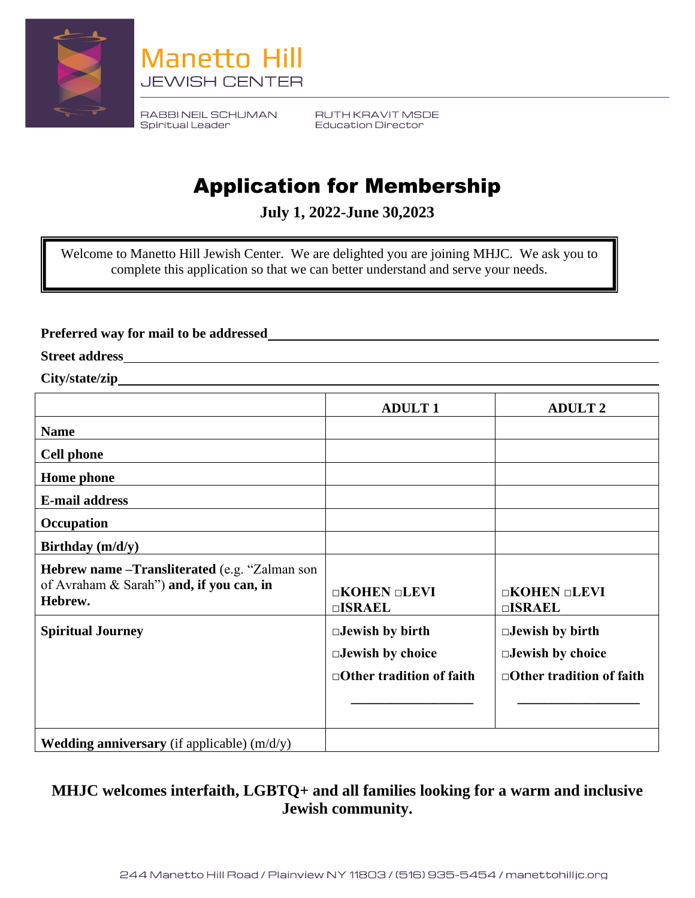Manetto Hill
JEWISH CENTER

RABBI NEIL SCHUMAN
Spiritual Leader

RUTH KRAVIT MSDE
Education Director

# Application for Membership

**July 1, 2022-June 30,2023**

Welcome to Manetto Hill Jewish Center. We are delighted you are joining MHJC. We ask you to complete this application so that we can better understand and serve your needs.

**Preferred way for mail to be addressed**\_\_\_\_\_\_\_\_\_\_\_\_\_\_\_\_\_\_\_\_\_\_\_\_\_\_\_\_\_\_\_\_

**Street address**\_\_\_\_\_\_\_\_\_\_\_\_\_\_\_\_\_\_\_\_\_\_\_\_\_\_\_\_\_\_\_\_

**City/state/zip**\_\_\_\_\_\_\_\_\_\_\_\_\_\_\_\_\_\_\_\_\_\_\_\_\_\_\_\_\_\_\_\_

| | **ADULT 1** | **ADULT 2** |
|---|---|---|
| **Name** | | |
| **Cell phone** | | |
| **Home phone** | | |
| **E-mail address** | | |
| **Occupation** | | |
| **Birthday (m/d/y)** | | |
| **Hebrew name –Transliterated** (e.g. "Zalman son of Avraham & Sarah") **and, if you can, in Hebrew.** | □KOHEN □LEVI □ISRAEL | □KOHEN □LEVI □ISRAEL |
| **Spiritual Journey** | □Jewish by birth<br>□Jewish by choice<br>□Other tradition of faith<br>\_\_\_\_\_\_\_\_\_\_\_\_\_\_\_\_\_\_ | □Jewish by birth<br>□Jewish by choice<br>□Other tradition of faith<br>\_\_\_\_\_\_\_\_\_\_\_\_\_\_\_\_\_\_ |
| **Wedding anniversary** (if applicable) (m/d/y) | | |

**MHJC welcomes interfaith, LGBTQ+ and all families looking for a warm and inclusive Jewish community.**

244 Manetto Hill Road / Plainview NY 11803 / (516) 935-5454 / manettohilljc.org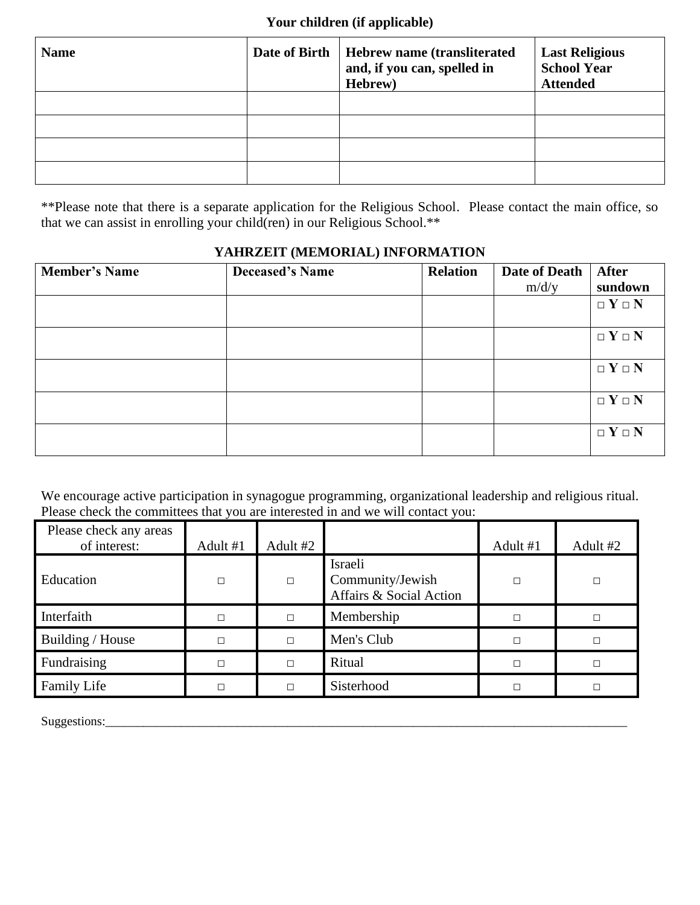**Your children (if applicable)**

| **Name** | **Date of Birth** | **Hebrew name (transliterated and, if you can, spelled in Hebrew)** | **Last Religious School Year Attended** |
|---|---|---|---|
| | | | |
| | | | |
| | | | |
| | | | |

**Please note that there is a separate application for the Religious School. Please contact the main office, so that we can assist in enrolling your child(ren) in our Religious School.**

**YAHRZEIT (MEMORIAL) INFORMATION**

| **Member's Name** | **Deceased's Name** | **Relation** | **Date of Death** m/d/y | **After sundown** |
|---|---|---|---|---|
| | | | | □ **Y** □ **N** |
| | | | | □ **Y** □ **N** |
| | | | | □ **Y** □ **N** |
| | | | | □ **Y** □ **N** |
| | | | | □ **Y** □ **N** |

We encourage active participation in synagogue programming, organizational leadership and religious ritual. Please check the committees that you are interested in and we will contact you:

| Please check any areas of interest: | Adult #1 | Adult #2 | | Adult #1 | Adult #2 |
|---|---|---|---|---|---|
| Education | □ | □ | Israeli Community/Jewish Affairs & Social Action | □ | □ |
| Interfaith | □ | □ | Membership | □ | □ |
| Building / House | □ | □ | Men's Club | □ | □ |
| Fundraising | □ | □ | Ritual | □ | □ |
| Family Life | □ | □ | Sisterhood | □ | □ |

Suggestions:______________________________________________________________________________________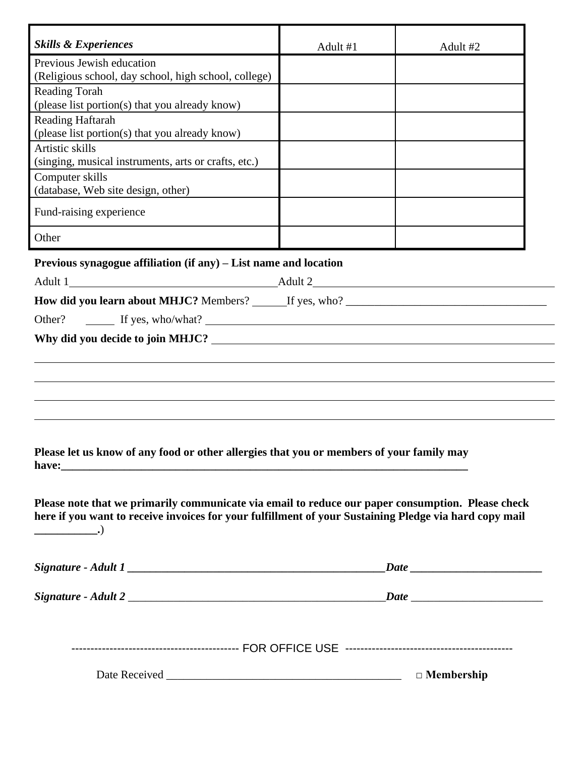| *Skills & Experiences* | Adult #1 | Adult #2 |
|---|---|---|
| Previous Jewish education<br>(Religious school, day school, high school, college) | | |
| Reading Torah<br>(please list portion(s) that you already know) | | |
| Reading Haftarah<br>(please list portion(s) that you already know) | | |
| Artistic skills<br>(singing, musical instruments, arts or crafts, etc.) | | |
| Computer skills<br>(database, Web site design, other) | | |
| Fund-raising experience | | |
| Other | | |

**Previous synagogue affiliation (if any) – List name and location**

Adult 1\_\_\_\_\_\_\_\_\_\_\_\_\_\_\_\_\_\_\_\_\_\_\_\_\_\_\_\_\_\_\_\_\_\_\_\_Adult 2\_\_\_\_\_\_\_\_\_\_\_\_\_\_\_\_\_\_\_\_\_\_\_\_\_\_\_\_\_\_\_\_\_\_\_\_\_\_\_\_

**How did you learn about MHJC?** Members? \_\_\_\_\_\_If yes, who? \_\_\_\_\_\_\_\_\_\_\_\_\_\_\_\_\_\_\_\_\_\_\_\_\_\_\_\_\_\_\_\_\_\_\_\_

Other? \_\_\_\_\_ If yes, who/what? \_\_\_\_\_\_\_\_\_\_\_\_\_\_\_\_\_\_\_\_\_\_\_\_\_\_\_\_\_\_\_\_\_\_\_\_\_\_\_\_\_\_\_\_\_\_\_\_\_\_\_\_\_\_\_\_\_\_

**Why did you decide to join MHJC?** \_\_\_\_\_\_\_\_\_\_\_\_\_\_\_\_\_\_\_\_\_\_\_\_\_\_\_\_\_\_\_\_\_\_\_\_\_\_\_\_\_\_\_\_\_\_\_\_\_\_\_\_\_\_

\_\_\_\_\_\_\_\_\_\_\_\_\_\_\_\_\_\_\_\_\_\_\_\_\_\_\_\_\_\_\_\_\_\_\_\_\_\_\_\_\_\_\_\_\_\_\_\_\_\_\_\_\_\_\_\_\_\_\_\_\_\_\_\_\_\_\_\_\_\_\_\_\_\_\_\_\_\_\_\_\_\_\_\_\_\_

\_\_\_\_\_\_\_\_\_\_\_\_\_\_\_\_\_\_\_\_\_\_\_\_\_\_\_\_\_\_\_\_\_\_\_\_\_\_\_\_\_\_\_\_\_\_\_\_\_\_\_\_\_\_\_\_\_\_\_\_\_\_\_\_\_\_\_\_\_\_\_\_\_\_\_\_\_\_\_\_\_\_\_\_\_\_

\_\_\_\_\_\_\_\_\_\_\_\_\_\_\_\_\_\_\_\_\_\_\_\_\_\_\_\_\_\_\_\_\_\_\_\_\_\_\_\_\_\_\_\_\_\_\_\_\_\_\_\_\_\_\_\_\_\_\_\_\_\_\_\_\_\_\_\_\_\_\_\_\_\_\_\_\_\_\_\_\_\_\_\_\_\_

\_\_\_\_\_\_\_\_\_\_\_\_\_\_\_\_\_\_\_\_\_\_\_\_\_\_\_\_\_\_\_\_\_\_\_\_\_\_\_\_\_\_\_\_\_\_\_\_\_\_\_\_\_\_\_\_\_\_\_\_\_\_\_\_\_\_\_\_\_\_\_\_\_\_\_\_\_\_\_\_\_\_\_\_\_\_

**Please let us know of any food or other allergies that you or members of your family may have:\_\_\_\_\_\_\_\_\_\_\_\_\_\_\_\_\_\_\_\_\_\_\_\_\_\_\_\_\_\_\_\_\_\_\_\_\_\_\_\_\_\_\_\_\_\_\_\_\_\_\_\_\_\_\_\_\_\_\_\_\_\_\_\_\_\_\_\_\_\_\_\_\_\_**

**Please note that we primarily communicate via email to reduce our paper consumption. Please check here if you want to receive invoices for your fulfillment of your Sustaining Pledge via hard copy mail \_\_\_\_\_\_\_\_\_\_\_.**)

***Signature - Adult 1* \_\_\_\_\_\_\_\_\_\_\_\_\_\_\_\_\_\_\_\_\_\_\_\_\_\_\_\_\_\_\_\_\_\_\_\_\_\_\_\_\_\_\_\_\_\_*Date* \_\_\_\_\_\_\_\_\_\_\_\_\_\_\_\_\_\_\_\_\_\_\_**

***Signature - Adult 2*** \_\_\_\_\_\_\_\_\_\_\_\_\_\_\_\_\_\_\_\_\_\_\_\_\_\_\_\_\_\_\_\_\_\_\_\_\_\_\_\_\_\_\_\_\_\_***Date*** \_\_\_\_\_\_\_\_\_\_\_\_\_\_\_\_\_\_\_\_\_\_\_

-------------------------------------------- FOR OFFICE USE --------------------------------------------

Date Received \_\_\_\_\_\_\_\_\_\_\_\_\_\_\_\_\_\_\_\_\_\_\_\_\_\_\_\_\_\_\_\_\_\_\_\_\_\_\_\_\_\_ □ **Membership**